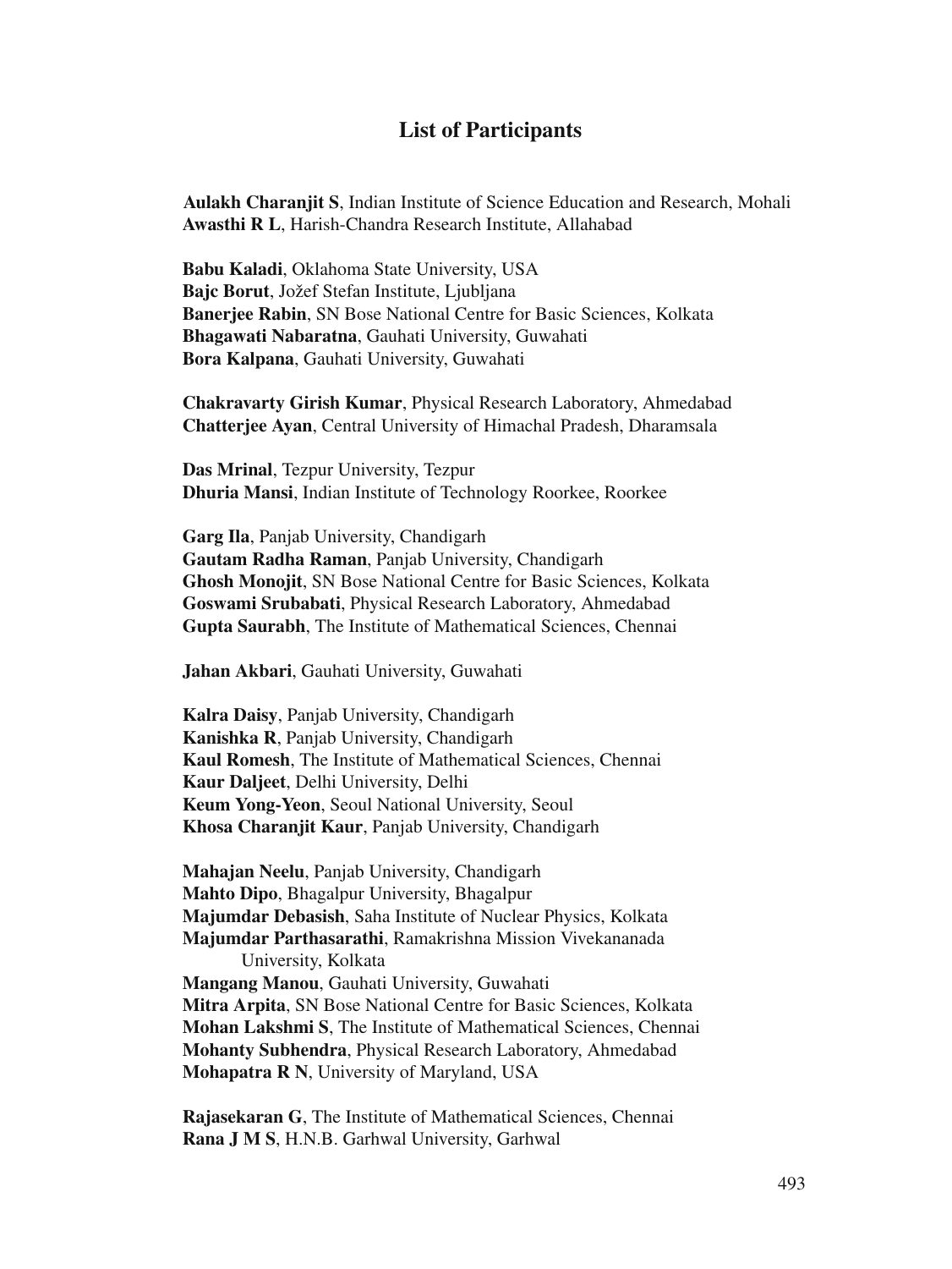# List of Participants

**Aulakh Charanjit S**, Indian Institute of Science Education and Research, Mohali
**Awasthi R L**, Harish-Chandra Research Institute, Allahabad

**Babu Kaladi**, Oklahoma State University, USA
**Bajc Borut**, Jožef Stefan Institute, Ljubljana
**Banerjee Rabin**, SN Bose National Centre for Basic Sciences, Kolkata
**Bhagawati Nabaratna**, Gauhati University, Guwahati
**Bora Kalpana**, Gauhati University, Guwahati

**Chakravarty Girish Kumar**, Physical Research Laboratory, Ahmedabad
**Chatterjee Ayan**, Central University of Himachal Pradesh, Dharamsala

**Das Mrinal**, Tezpur University, Tezpur
**Dhuria Mansi**, Indian Institute of Technology Roorkee, Roorkee

**Garg Ila**, Panjab University, Chandigarh
**Gautam Radha Raman**, Panjab University, Chandigarh
**Ghosh Monojit**, SN Bose National Centre for Basic Sciences, Kolkata
**Goswami Srubabati**, Physical Research Laboratory, Ahmedabad
**Gupta Saurabh**, The Institute of Mathematical Sciences, Chennai

**Jahan Akbari**, Gauhati University, Guwahati

**Kalra Daisy**, Panjab University, Chandigarh
**Kanishka R**, Panjab University, Chandigarh
**Kaul Romesh**, The Institute of Mathematical Sciences, Chennai
**Kaur Daljeet**, Delhi University, Delhi
**Keum Yong-Yeon**, Seoul National University, Seoul
**Khosa Charanjit Kaur**, Panjab University, Chandigarh

**Mahajan Neelu**, Panjab University, Chandigarh
**Mahto Dipo**, Bhagalpur University, Bhagalpur
**Majumdar Debasish**, Saha Institute of Nuclear Physics, Kolkata
**Majumdar Parthasarathi**, Ramakrishna Mission Vivekananada University, Kolkata
**Mangang Manou**, Gauhati University, Guwahati
**Mitra Arpita**, SN Bose National Centre for Basic Sciences, Kolkata
**Mohan Lakshmi S**, The Institute of Mathematical Sciences, Chennai
**Mohanty Subhendra**, Physical Research Laboratory, Ahmedabad
**Mohapatra R N**, University of Maryland, USA

**Rajasekaran G**, The Institute of Mathematical Sciences, Chennai
**Rana J M S**, H.N.B. Garhwal University, Garhwal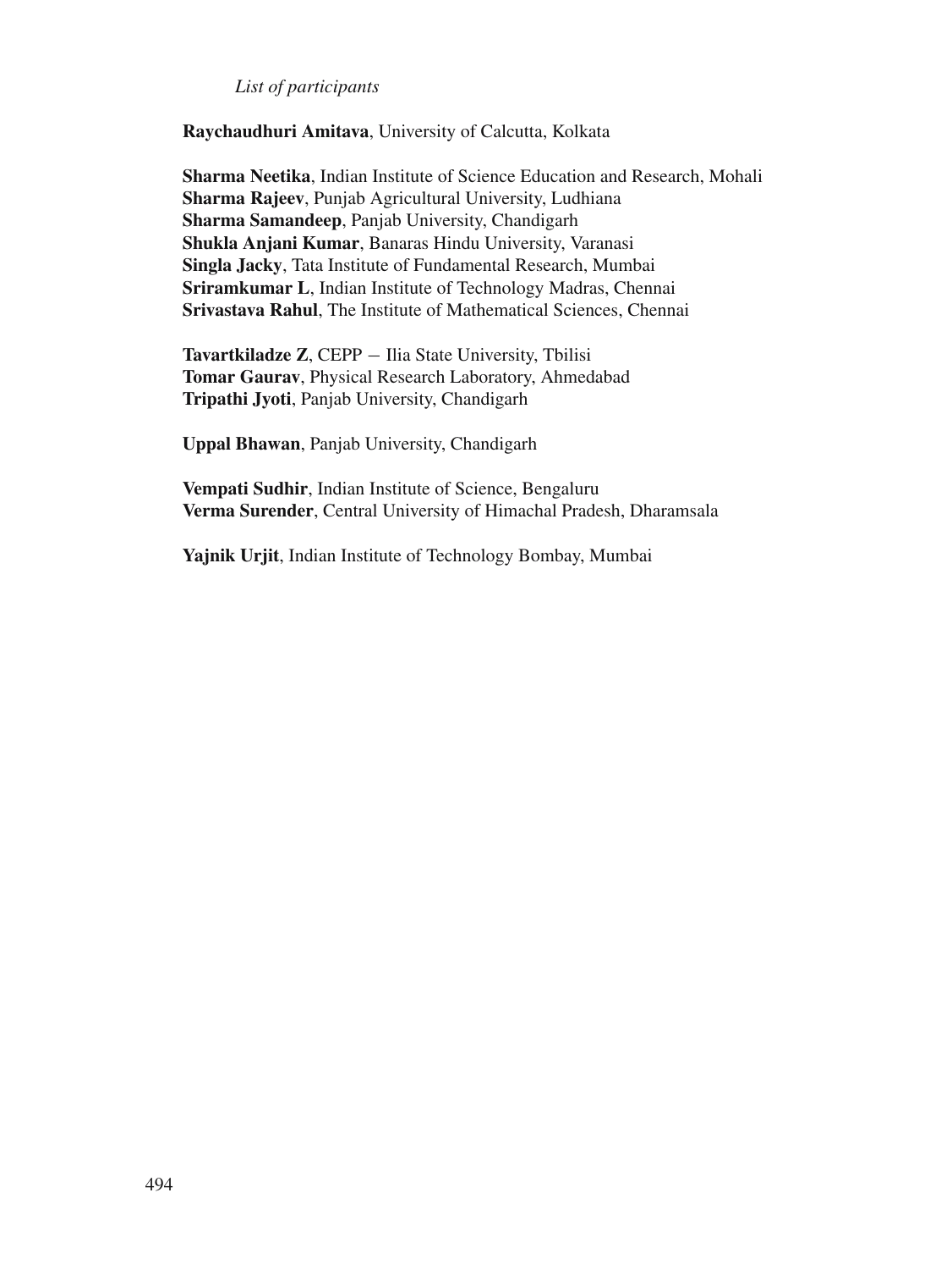*List of participants*

**Raychaudhuri Amitava**, University of Calcutta, Kolkata

**Sharma Neetika**, Indian Institute of Science Education and Research, Mohali
**Sharma Rajeev**, Punjab Agricultural University, Ludhiana
**Sharma Samandeep**, Panjab University, Chandigarh
**Shukla Anjani Kumar**, Banaras Hindu University, Varanasi
**Singla Jacky**, Tata Institute of Fundamental Research, Mumbai
**Sriramkumar L**, Indian Institute of Technology Madras, Chennai
**Srivastava Rahul**, The Institute of Mathematical Sciences, Chennai

**Tavartkiladze Z**, CEPP − Ilia State University, Tbilisi
**Tomar Gaurav**, Physical Research Laboratory, Ahmedabad
**Tripathi Jyoti**, Panjab University, Chandigarh

**Uppal Bhawan**, Panjab University, Chandigarh

**Vempati Sudhir**, Indian Institute of Science, Bengaluru
**Verma Surender**, Central University of Himachal Pradesh, Dharamsala

**Yajnik Urjit**, Indian Institute of Technology Bombay, Mumbai